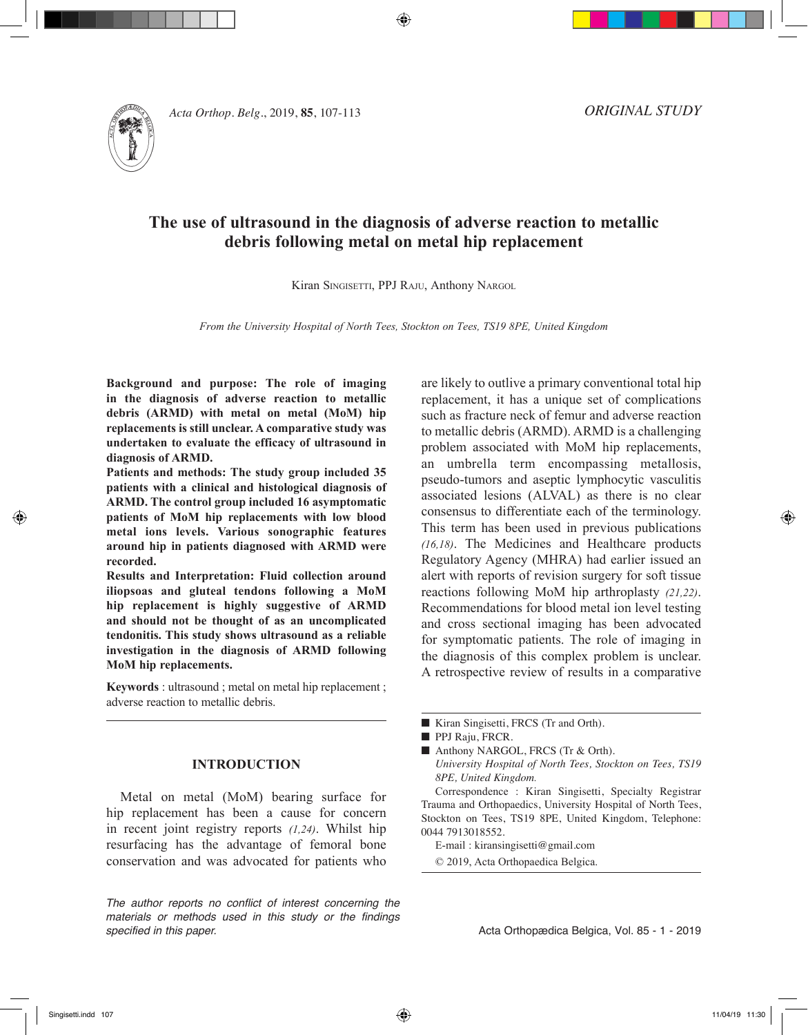ORIGINAL STUDY

# The use of ultrasound in the diagnosis of adverse reaction to metallic debris following metal on metal hip replacement

Kiran Singisetti, PPJ Raju, Anthony Nargol

*From the University Hospital of North Tees, Stockton on Tees, TS19 8PE, United Kingdom*

**Background and purpose: The role of imaging in the diagnosis of adverse reaction to metallic debris (ARMD) with metal on metal (MoM) hip replacements is still unclear. A comparative study was undertaken to evaluate the efficacy of ultrasound in diagnosis of ARMD.**

**Patients and methods: The study group included 35 patients with a clinical and histological diagnosis of ARMD. The control group included 16 asymptomatic patients of MoM hip replacements with low blood metal ions levels. Various sonographic features around hip in patients diagnosed with ARMD were recorded.**

**Results and Interpretation: Fluid collection around iliopsoas and gluteal tendons following a MoM hip replacement is highly suggestive of ARMD and should not be thought of as an uncomplicated tendonitis. This study shows ultrasound as a reliable investigation in the diagnosis of ARMD following MoM hip replacements.**

**Keywords** : ultrasound ; metal on metal hip replacement ; adverse reaction to metallic debris.

## INTRODUCTION

Metal on metal (MoM) bearing surface for hip replacement has been a cause for concern in recent joint registry reports *(1,24)*. Whilst hip resurfacing has the advantage of femoral bone conservation and was advocated for patients who are likely to outlive a primary conventional total hip replacement, it has a unique set of complications such as fracture neck of femur and adverse reaction to metallic debris (ARMD). ARMD is a challenging problem associated with MoM hip replacements, an umbrella term encompassing metallosis, pseudo-tumors and aseptic lymphocytic vasculitis associated lesions (ALVAL) as there is no clear consensus to differentiate each of the terminology. This term has been used in previous publications *(16,18)*. The Medicines and Healthcare products Regulatory Agency (MHRA) had earlier issued an alert with reports of revision surgery for soft tissue reactions following MoM hip arthroplasty *(21,22)*. Recommendations for blood metal ion level testing and cross sectional imaging has been advocated for symptomatic patients. The role of imaging in the diagnosis of this complex problem is unclear. A retrospective review of results in a comparative

---

- Kiran Singisetti, FRCS (Tr and Orth).
- PPJ Raju, FRCR.
- Anthony NARGOL, FRCS (Tr & Orth).
  *University Hospital of North Tees, Stockton on Tees, TS19 8PE, United Kingdom.*

Correspondence : Kiran Singisetti, Specialty Registrar Trauma and Orthopaedics, University Hospital of North Tees, Stockton on Tees, TS19 8PE, United Kingdom, Telephone: 0044 7913018552.

E-mail : kiransingisetti@gmail.com

© 2019, Acta Orthopaedica Belgica.

*The author reports no conflict of interest concerning the materials or methods used in this study or the findings specified in this paper.*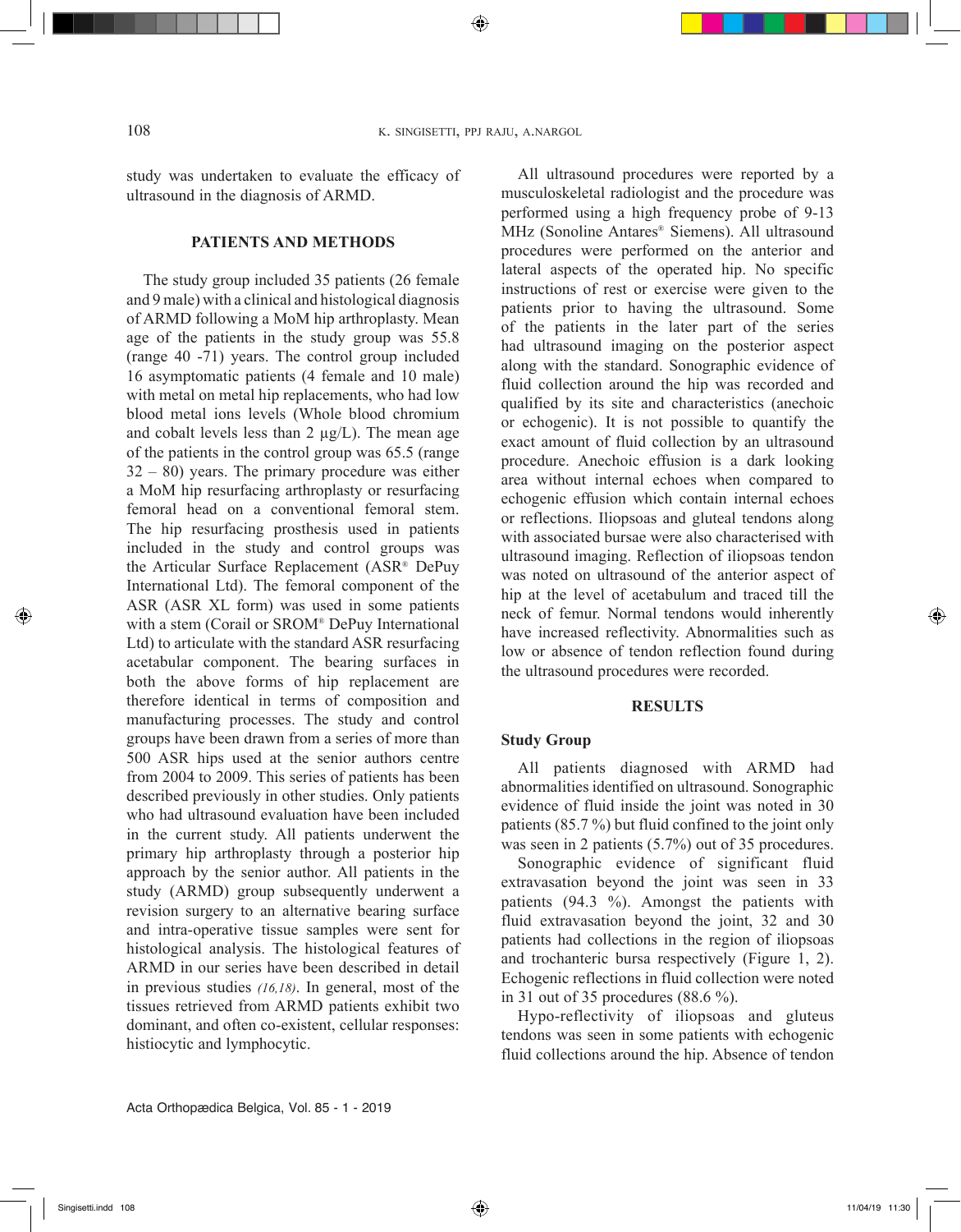study was undertaken to evaluate the efficacy of ultrasound in the diagnosis of ARMD.

## PATIENTS AND METHODS

The study group included 35 patients (26 female and 9 male) with a clinical and histological diagnosis of ARMD following a MoM hip arthroplasty. Mean age of the patients in the study group was 55.8 (range 40 -71) years. The control group included 16 asymptomatic patients (4 female and 10 male) with metal on metal hip replacements, who had low blood metal ions levels (Whole blood chromium and cobalt levels less than 2 µg/L). The mean age of the patients in the control group was 65.5 (range 32 – 80) years. The primary procedure was either a MoM hip resurfacing arthroplasty or resurfacing femoral head on a conventional femoral stem. The hip resurfacing prosthesis used in patients included in the study and control groups was the Articular Surface Replacement (ASR® DePuy International Ltd). The femoral component of the ASR (ASR XL form) was used in some patients with a stem (Corail or SROM® DePuy International Ltd) to articulate with the standard ASR resurfacing acetabular component. The bearing surfaces in both the above forms of hip replacement are therefore identical in terms of composition and manufacturing processes. The study and control groups have been drawn from a series of more than 500 ASR hips used at the senior authors centre from 2004 to 2009. This series of patients has been described previously in other studies. Only patients who had ultrasound evaluation have been included in the current study. All patients underwent the primary hip arthroplasty through a posterior hip approach by the senior author. All patients in the study (ARMD) group subsequently underwent a revision surgery to an alternative bearing surface and intra-operative tissue samples were sent for histological analysis. The histological features of ARMD in our series have been described in detail in previous studies *(16,18)*. In general, most of the tissues retrieved from ARMD patients exhibit two dominant, and often co-existent, cellular responses: histiocytic and lymphocytic.

All ultrasound procedures were reported by a musculoskeletal radiologist and the procedure was performed using a high frequency probe of 9-13 MHz (Sonoline Antares® Siemens). All ultrasound procedures were performed on the anterior and lateral aspects of the operated hip. No specific instructions of rest or exercise were given to the patients prior to having the ultrasound. Some of the patients in the later part of the series had ultrasound imaging on the posterior aspect along with the standard. Sonographic evidence of fluid collection around the hip was recorded and qualified by its site and characteristics (anechoic or echogenic). It is not possible to quantify the exact amount of fluid collection by an ultrasound procedure. Anechoic effusion is a dark looking area without internal echoes when compared to echogenic effusion which contain internal echoes or reflections. Iliopsoas and gluteal tendons along with associated bursae were also characterised with ultrasound imaging. Reflection of iliopsoas tendon was noted on ultrasound of the anterior aspect of hip at the level of acetabulum and traced till the neck of femur. Normal tendons would inherently have increased reflectivity. Abnormalities such as low or absence of tendon reflection found during the ultrasound procedures were recorded.

## RESULTS

### Study Group

All patients diagnosed with ARMD had abnormalities identified on ultrasound. Sonographic evidence of fluid inside the joint was noted in 30 patients (85.7 %) but fluid confined to the joint only was seen in 2 patients (5.7%) out of 35 procedures.

Sonographic evidence of significant fluid extravasation beyond the joint was seen in 33 patients (94.3 %). Amongst the patients with fluid extravasation beyond the joint, 32 and 30 patients had collections in the region of iliopsoas and trochanteric bursa respectively (Figure 1, 2). Echogenic reflections in fluid collection were noted in 31 out of 35 procedures (88.6 %).

Hypo-reflectivity of iliopsoas and gluteus tendons was seen in some patients with echogenic fluid collections around the hip. Absence of tendon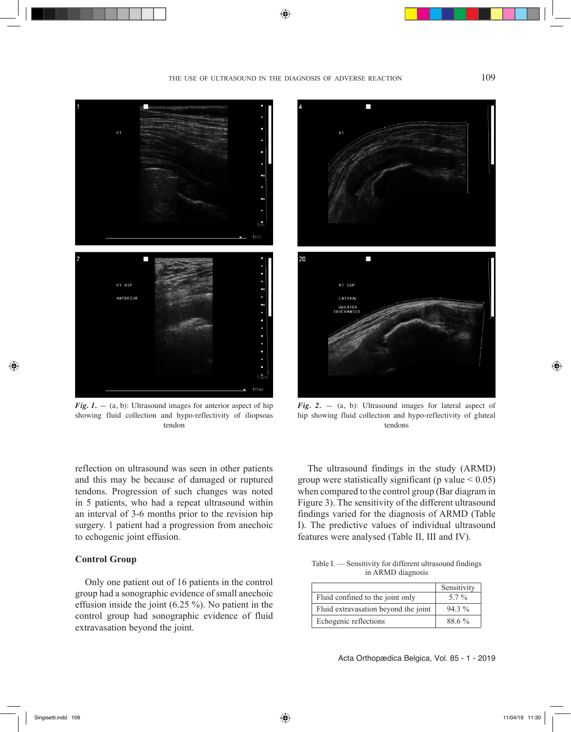*Fig. 1.* — (a, b): Ultrasound images for anterior aspect of hip showing fluid collection and hypo-reflectivity of iliopsoas tendon

*Fig. 2.* — (a, b): Ultrasound images for lateral aspect of hip showing fluid collection and hypo-reflectivity of gluteal tendons

reflection on ultrasound was seen in other patients and this may be because of damaged or ruptured tendons. Progression of such changes was noted in 5 patients, who had a repeat ultrasound within an interval of 3-6 months prior to the revision hip surgery. 1 patient had a progression from anechoic to echogenic joint effusion.

**Control Group**

Only one patient out of 16 patients in the control group had a sonographic evidence of small anechoic effusion inside the joint (6.25 %). No patient in the control group had sonographic evidence of fluid extravasation beyond the joint.

The ultrasound findings in the study (ARMD) group were statistically significant ($p$ value $< 0.05$) when compared to the control group (Bar diagram in Figure 3). The sensitivity of the different ultrasound findings varied for the diagnosis of ARMD (Table I). The predictive values of individual ultrasound features were analysed (Table II, III and IV).

Table I. — Sensitivity for different ultrasound findings in ARMD diagnosis

| | Sensitivity |
|---|---|
| Fluid confined to the joint only | 5.7 % |
| Fluid extravasation beyond the joint | 94.3 % |
| Echogenic reflections | 88.6 % |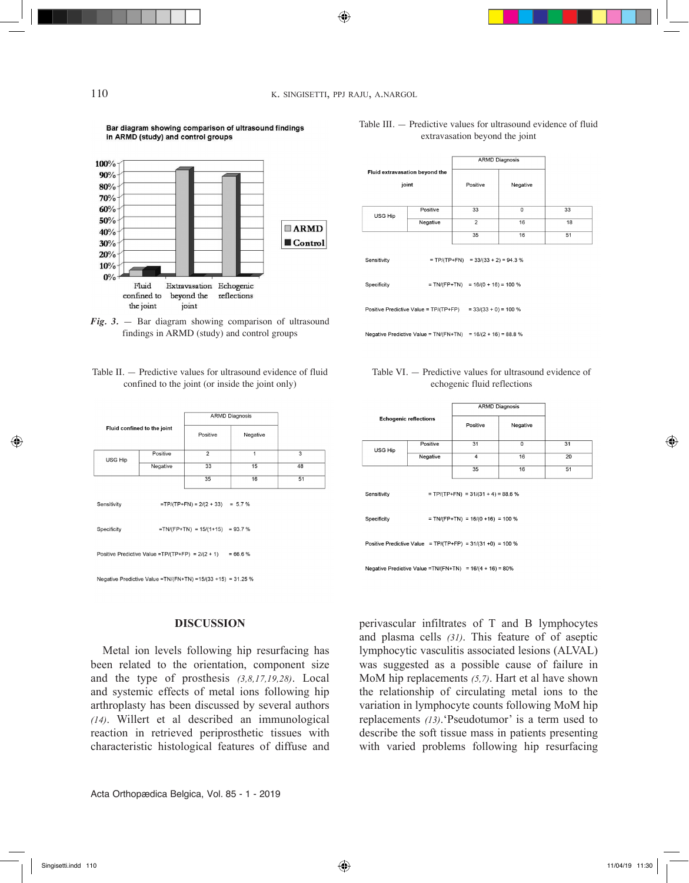Fig. 3. — Bar diagram showing comparison of ultrasound findings in ARMD (study) and control groups

Table II. — Predictive values for ultrasound evidence of fluid confined to the joint (or inside the joint only)

| Fluid confined to the joint | | ARMD Diagnosis | | |
|---|---|---|---|---|
| | | Positive | Negative | |
| USG Hip | Positive | 2 | 1 | 3 |
| | Negative | 33 | 15 | 48 |
| | | 35 | 16 | 51 |

Sensitivity =TP/(TP+FN) = 2/(2 + 33) = 5.7 %

Specificity =TN/(FP+TN) = 15/(1+15) = 93.7 %

Positive Predictive Value =TP/(TP+FP) = 2/(2 + 1) = 66.6 %

Negative Predictive Value =TN/(FN+TN) =15/(33 +15) = 31.25 %

Table III. — Predictive values for ultrasound evidence of fluid extravasation beyond the joint

| Fluid extravasation beyond the joint | | ARMD Diagnosis | | |
|---|---|---|---|---|
| | | Positive | Negative | |
| USG Hip | Positive | 33 | 0 | 33 |
| | Negative | 2 | 16 | 18 |
| | | 35 | 16 | 51 |

Sensitivity = TP/(TP+FN) = 33/(33 + 2) = 94.3 %

Specificity = TN/(FP+TN) = 16/(0 + 16) = 100 %

Positive Predictive Value = TP/(TP+FP) = 33/(33 + 0) = 100 %

Negative Predictive Value = TN/(FN+TN) = 16/(2 + 16) = 88.8 %

Table VI. — Predictive values for ultrasound evidence of echogenic fluid reflections

| Echogenic reflections | | ARMD Diagnosis | | |
|---|---|---|---|---|
| | | Positive | Negative | |
| USG Hip | Positive | 31 | 0 | 31 |
| | Negative | 4 | 16 | 20 |
| | | 35 | 16 | 51 |

Sensitivity = TP/(TP+FN) = 31/(31 + 4) = 88.6 %

Specificity = TN/(FP+TN) = 16/(0 +16) = 100 %

Positive Predictive Value = TP/(TP+FP) = 31/(31 +0) = 100 %

Negative Predictive Value =TN/(FN+TN) = 16/(4 + 16) = 80%

## DISCUSSION

Metal ion levels following hip resurfacing has been related to the orientation, component size and the type of prosthesis *(3,8,17,19,28)*. Local and systemic effects of metal ions following hip arthroplasty has been discussed by several authors *(14)*. Willert et al described an immunological reaction in retrieved periprosthetic tissues with characteristic histological features of diffuse and perivascular infiltrates of T and B lymphocytes and plasma cells *(31)*. This feature of of aseptic lymphocytic vasculitis associated lesions (ALVAL) was suggested as a possible cause of failure in MoM hip replacements *(5,7)*. Hart et al have shown the relationship of circulating metal ions to the variation in lymphocyte counts following MoM hip replacements *(13)*.'Pseudotumor' is a term used to describe the soft tissue mass in patients presenting with varied problems following hip resurfacing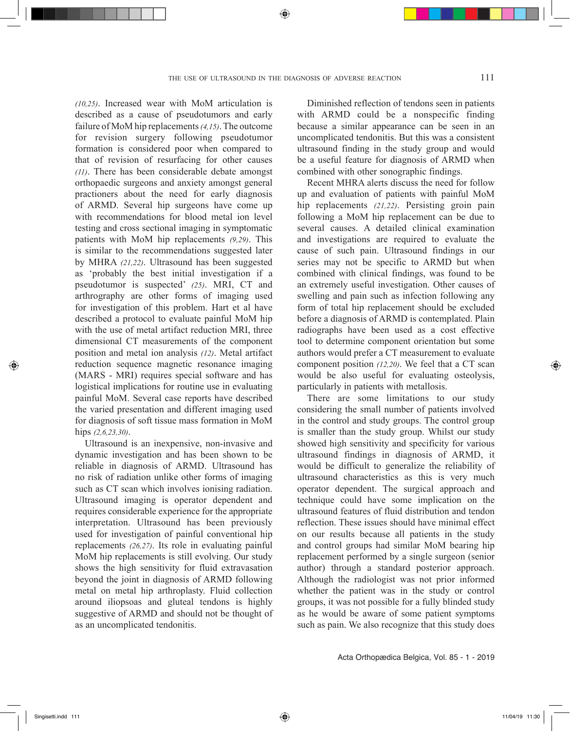(10,25). Increased wear with MoM articulation is described as a cause of pseudotumors and early failure of MoM hip replacements (4,15). The outcome for revision surgery following pseudotumor formation is considered poor when compared to that of revision of resurfacing for other causes (11). There has been considerable debate amongst orthopaedic surgeons and anxiety amongst general practioners about the need for early diagnosis of ARMD. Several hip surgeons have come up with recommendations for blood metal ion level testing and cross sectional imaging in symptomatic patients with MoM hip replacements (9,29). This is similar to the recommendations suggested later by MHRA (21,22). Ultrasound has been suggested as 'probably the best initial investigation if a pseudotumor is suspected' (25). MRI, CT and arthrography are other forms of imaging used for investigation of this problem. Hart et al have described a protocol to evaluate painful MoM hip with the use of metal artifact reduction MRI, three dimensional CT measurements of the component position and metal ion analysis (12). Metal artifact reduction sequence magnetic resonance imaging (MARS - MRI) requires special software and has logistical implications for routine use in evaluating painful MoM. Several case reports have described the varied presentation and different imaging used for diagnosis of soft tissue mass formation in MoM hips (2,6,23,30).

Ultrasound is an inexpensive, non-invasive and dynamic investigation and has been shown to be reliable in diagnosis of ARMD. Ultrasound has no risk of radiation unlike other forms of imaging such as CT scan which involves ionising radiation. Ultrasound imaging is operator dependent and requires considerable experience for the appropriate interpretation. Ultrasound has been previously used for investigation of painful conventional hip replacements (26,27). Its role in evaluating painful MoM hip replacements is still evolving. Our study shows the high sensitivity for fluid extravasation beyond the joint in diagnosis of ARMD following metal on metal hip arthroplasty. Fluid collection around iliopsoas and gluteal tendons is highly suggestive of ARMD and should not be thought of as an uncomplicated tendonitis.

Diminished reflection of tendons seen in patients with ARMD could be a nonspecific finding because a similar appearance can be seen in an uncomplicated tendonitis. But this was a consistent ultrasound finding in the study group and would be a useful feature for diagnosis of ARMD when combined with other sonographic findings.

Recent MHRA alerts discuss the need for follow up and evaluation of patients with painful MoM hip replacements (21,22). Persisting groin pain following a MoM hip replacement can be due to several causes. A detailed clinical examination and investigations are required to evaluate the cause of such pain. Ultrasound findings in our series may not be specific to ARMD but when combined with clinical findings, was found to be an extremely useful investigation. Other causes of swelling and pain such as infection following any form of total hip replacement should be excluded before a diagnosis of ARMD is contemplated. Plain radiographs have been used as a cost effective tool to determine component orientation but some authors would prefer a CT measurement to evaluate component position (12,20). We feel that a CT scan would be also useful for evaluating osteolysis, particularly in patients with metallosis.

There are some limitations to our study considering the small number of patients involved in the control and study groups. The control group is smaller than the study group. Whilst our study showed high sensitivity and specificity for various ultrasound findings in diagnosis of ARMD, it would be difficult to generalize the reliability of ultrasound characteristics as this is very much operator dependent. The surgical approach and technique could have some implication on the ultrasound features of fluid distribution and tendon reflection. These issues should have minimal effect on our results because all patients in the study and control groups had similar MoM bearing hip replacement performed by a single surgeon (senior author) through a standard posterior approach. Although the radiologist was not prior informed whether the patient was in the study or control groups, it was not possible for a fully blinded study as he would be aware of some patient symptoms such as pain. We also recognize that this study does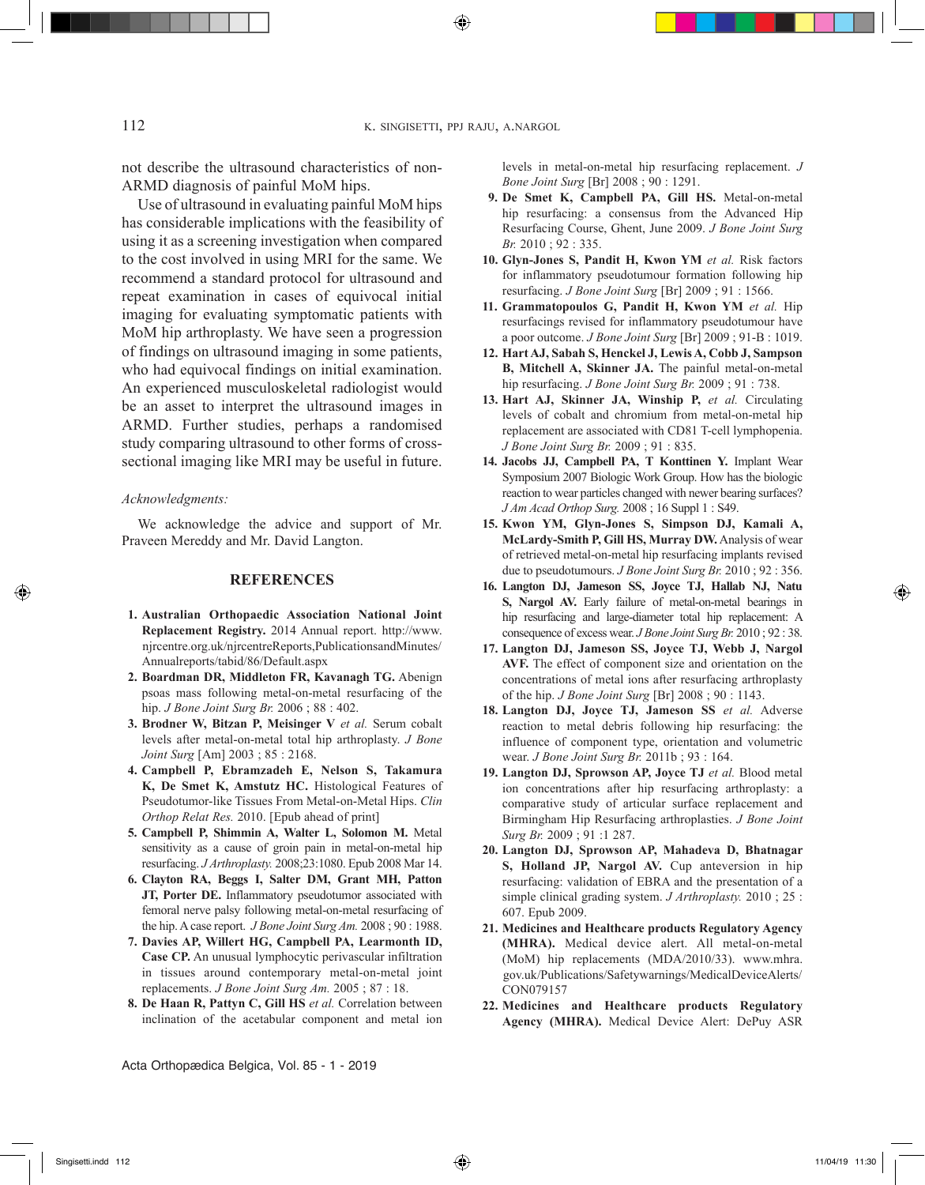not describe the ultrasound characteristics of non-ARMD diagnosis of painful MoM hips.

Use of ultrasound in evaluating painful MoM hips has considerable implications with the feasibility of using it as a screening investigation when compared to the cost involved in using MRI for the same. We recommend a standard protocol for ultrasound and repeat examination in cases of equivocal initial imaging for evaluating symptomatic patients with MoM hip arthroplasty. We have seen a progression of findings on ultrasound imaging in some patients, who had equivocal findings on initial examination. An experienced musculoskeletal radiologist would be an asset to interpret the ultrasound images in ARMD. Further studies, perhaps a randomised study comparing ultrasound to other forms of cross-sectional imaging like MRI may be useful in future.

*Acknowledgments:*

We acknowledge the advice and support of Mr. Praveen Mereddy and Mr. David Langton.

## REFERENCES

1. **Australian Orthopaedic Association National Joint Replacement Registry.** 2014 Annual report. http://www.njrcentre.org.uk/njrcentreReports,PublicationsandMinutes/Annualreports/tabid/86/Default.aspx
2. **Boardman DR, Middleton FR, Kavanagh TG.** A benign psoas mass following metal-on-metal resurfacing of the hip. *J Bone Joint Surg Br.* 2006 ; 88 : 402.
3. **Brodner W, Bitzan P, Meisinger V** *et al.* Serum cobalt levels after metal-on-metal total hip arthroplasty. *J Bone Joint Surg* [Am] 2003 ; 85 : 2168.
4. **Campbell P, Ebramzadeh E, Nelson S, Takamura K, De Smet K, Amstutz HC.** Histological Features of Pseudotumor-like Tissues From Metal-on-Metal Hips. *Clin Orthop Relat Res.* 2010. [Epub ahead of print]
5. **Campbell P, Shimmin A, Walter L, Solomon M.** Metal sensitivity as a cause of groin pain in metal-on-metal hip resurfacing. *J Arthroplasty.* 2008;23:1080. Epub 2008 Mar 14.
6. **Clayton RA, Beggs I, Salter DM, Grant MH, Patton JT, Porter DE.** Inflammatory pseudotumor associated with femoral nerve palsy following metal-on-metal resurfacing of the hip. A case report. *J Bone Joint Surg Am.* 2008 ; 90 : 1988.
7. **Davies AP, Willert HG, Campbell PA, Learmonth ID, Case CP.** An unusual lymphocytic perivascular infiltration in tissues around contemporary metal-on-metal joint replacements. *J Bone Joint Surg Am.* 2005 ; 87 : 18.
8. **De Haan R, Pattyn C, Gill HS** *et al.* Correlation between inclination of the acetabular component and metal ion levels in metal-on-metal hip resurfacing replacement. *J Bone Joint Surg* [Br] 2008 ; 90 : 1291.
9. **De Smet K, Campbell PA, Gill HS.** Metal-on-metal hip resurfacing: a consensus from the Advanced Hip Resurfacing Course, Ghent, June 2009. *J Bone Joint Surg Br.* 2010 ; 92 : 335.
10. **Glyn-Jones S, Pandit H, Kwon YM** *et al.* Risk factors for inflammatory pseudotumour formation following hip resurfacing. *J Bone Joint Surg* [Br] 2009 ; 91 : 1566.
11. **Grammatopoulos G, Pandit H, Kwon YM** *et al.* Hip resurfacings revised for inflammatory pseudotumour have a poor outcome. *J Bone Joint Surg* [Br] 2009 ; 91-B : 1019.
12. **Hart AJ, Sabah S, Henckel J, Lewis A, Cobb J, Sampson B, Mitchell A, Skinner JA.** The painful metal-on-metal hip resurfacing. *J Bone Joint Surg Br.* 2009 ; 91 : 738.
13. **Hart AJ, Skinner JA, Winship P,** *et al.* Circulating levels of cobalt and chromium from metal-on-metal hip replacement are associated with CD81 T-cell lymphopenia. *J Bone Joint Surg Br.* 2009 ; 91 : 835.
14. **Jacobs JJ, Campbell PA, T Konttinen Y.** Implant Wear Symposium 2007 Biologic Work Group. How has the biologic reaction to wear particles changed with newer bearing surfaces? *J Am Acad Orthop Surg.* 2008 ; 16 Suppl 1 : S49.
15. **Kwon YM, Glyn-Jones S, Simpson DJ, Kamali A, McLardy-Smith P, Gill HS, Murray DW.** Analysis of wear of retrieved metal-on-metal hip resurfacing implants revised due to pseudotumours. *J Bone Joint Surg Br.* 2010 ; 92 : 356.
16. **Langton DJ, Jameson SS, Joyce TJ, Hallab NJ, Natu S, Nargol AV.** Early failure of metal-on-metal bearings in hip resurfacing and large-diameter total hip replacement: A consequence of excess wear. *J Bone Joint Surg Br.* 2010 ; 92 : 38.
17. **Langton DJ, Jameson SS, Joyce TJ, Webb J, Nargol AVF.** The effect of component size and orientation on the concentrations of metal ions after resurfacing arthroplasty of the hip. *J Bone Joint Surg* [Br] 2008 ; 90 : 1143.
18. **Langton DJ, Joyce TJ, Jameson SS** *et al.* Adverse reaction to metal debris following hip resurfacing: the influence of component type, orientation and volumetric wear. *J Bone Joint Surg Br.* 2011b ; 93 : 164.
19. **Langton DJ, Sprowson AP, Joyce TJ** *et al.* Blood metal ion concentrations after hip resurfacing arthroplasty: a comparative study of articular surface replacement and Birmingham Hip Resurfacing arthroplasties. *J Bone Joint Surg Br.* 2009 ; 91 :1 287.
20. **Langton DJ, Sprowson AP, Mahadeva D, Bhatnagar S, Holland JP, Nargol AV.** Cup anteversion in hip resurfacing: validation of EBRA and the presentation of a simple clinical grading system. *J Arthroplasty.* 2010 ; 25 : 607. Epub 2009.
21. **Medicines and Healthcare products Regulatory Agency (MHRA).** Medical device alert. All metal-on-metal (MoM) hip replacements (MDA/2010/33). www.mhra.gov.uk/Publications/Safetywarnings/MedicalDeviceAlerts/CON079157
22. **Medicines and Healthcare products Regulatory Agency (MHRA).** Medical Device Alert: DePuy ASR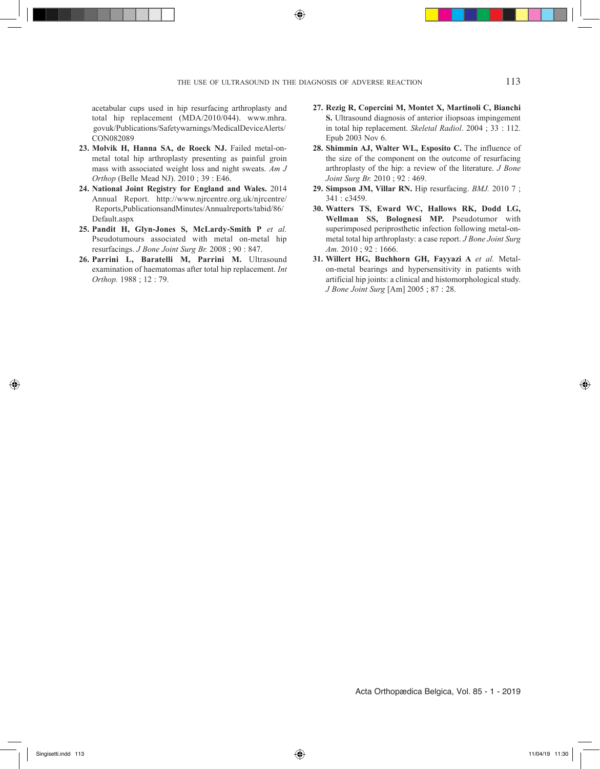acetabular cups used in hip resurfacing arthroplasty and total hip replacement (MDA/2010/044). www.mhra.govuk/Publications/Safetywarnings/MedicalDeviceAlerts/CON082089

23. **Molvik H, Hanna SA, de Roeck NJ.** Failed metal-on-metal total hip arthroplasty presenting as painful groin mass with associated weight loss and night sweats. *Am J Orthop* (Belle Mead NJ). 2010 ; 39 : E46.
24. **National Joint Registry for England and Wales.** 2014 Annual Report. http://www.njrcentre.org.uk/njrcentre/Reports,PublicationsandMinutes/Annualreports/tabid/86/Default.aspx
25. **Pandit H, Glyn-Jones S, McLardy-Smith P** *et al.* Pseudotumours associated with metal on-metal hip resurfacings. *J Bone Joint Surg Br.* 2008 ; 90 : 847.
26. **Parrini L, Baratelli M, Parrini M.** Ultrasound examination of haematomas after total hip replacement. *Int Orthop.* 1988 ; 12 : 79.
27. **Rezig R, Copercini M, Montet X, Martinoli C, Bianchi S.** Ultrasound diagnosis of anterior iliopsoas impingement in total hip replacement. *Skeletal Radiol*. 2004 ; 33 : 112. Epub 2003 Nov 6.
28. **Shimmin AJ, Walter WL, Esposito C.** The influence of the size of the component on the outcome of resurfacing arthroplasty of the hip: a review of the literature. *J Bone Joint Surg Br.* 2010 ; 92 : 469.
29. **Simpson JM, Villar RN.** Hip resurfacing. *BMJ.* 2010 7 ; 341 : c3459.
30. **Watters TS, Eward WC, Hallows RK, Dodd LG, Wellman SS, Bolognesi MP.** Pseudotumor with superimposed periprosthetic infection following metal-on-metal total hip arthroplasty: a case report. *J Bone Joint Surg Am.* 2010 ; 92 : 1666.
31. **Willert HG, Buchhorn GH, Fayyazi A** *et al.* Metal-on-metal bearings and hypersensitivity in patients with artificial hip joints: a clinical and histomorphological study. *J Bone Joint Surg* [Am] 2005 ; 87 : 28.